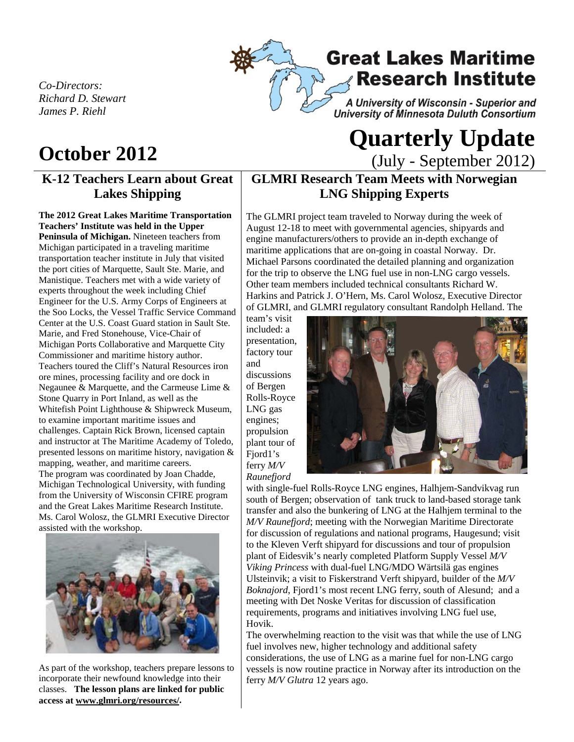*Co-Directors:*
*Richard D. Stewart*
*James P. Riehl*

**Great Lakes Maritime Research Institute**

*A University of Wisconsin - Superior and University of Minnesota Duluth Consortium*

# Quarterly Update

(July - September 2012)

# October 2012

## K-12 Teachers Learn about Great Lakes Shipping

**The 2012 Great Lakes Maritime Transportation Teachers' Institute was held in the Upper Peninsula of Michigan.** Nineteen teachers from Michigan participated in a traveling maritime transportation teacher institute in July that visited the port cities of Marquette, Sault Ste. Marie, and Manistique. Teachers met with a wide variety of experts throughout the week including Chief Engineer for the U.S. Army Corps of Engineers at the Soo Locks, the Vessel Traffic Service Command Center at the U.S. Coast Guard station in Sault Ste. Marie, and Fred Stonehouse, Vice-Chair of Michigan Ports Collaborative and Marquette City Commissioner and maritime history author. Teachers toured the Cliff's Natural Resources iron ore mines, processing facility and ore dock in Negaunee & Marquette, and the Carmeuse Lime & Stone Quarry in Port Inland, as well as the Whitefish Point Lighthouse & Shipwreck Museum, to examine important maritime issues and challenges. Captain Rick Brown, licensed captain and instructor at The Maritime Academy of Toledo, presented lessons on maritime history, navigation & mapping, weather, and maritime careers. The program was coordinated by Joan Chadde, Michigan Technological University, with funding from the University of Wisconsin CFIRE program and the Great Lakes Maritime Research Institute. Ms. Carol Wolosz, the GLMRI Executive Director assisted with the workshop.

As part of the workshop, teachers prepare lessons to incorporate their newfound knowledge into their classes. **The lesson plans are linked for public access at www.glmri.org/resources/.**

## GLMRI Research Team Meets with Norwegian LNG Shipping Experts

The GLMRI project team traveled to Norway during the week of August 12-18 to meet with governmental agencies, shipyards and engine manufacturers/others to provide an in-depth exchange of maritime applications that are on-going in coastal Norway. Dr. Michael Parsons coordinated the detailed planning and organization for the trip to observe the LNG fuel use in non-LNG cargo vessels. Other team members included technical consultants Richard W. Harkins and Patrick J. O'Hern, Ms. Carol Wolosz, Executive Director of GLMRI, and GLMRI regulatory consultant Randolph Helland. The team's visit included: a presentation, factory tour and discussions of Bergen Rolls-Royce LNG gas engines; propulsion plant tour of Fjord1's ferry *M/V Raunefjord* with single-fuel Rolls-Royce LNG engines, Halhjem-Sandvikvag run south of Bergen; observation of tank truck to land-based storage tank transfer and also the bunkering of LNG at the Halhjem terminal to the *M/V Raunefjord*; meeting with the Norwegian Maritime Directorate for discussion of regulations and national programs, Haugesund; visit to the Kleven Verft shipyard for discussions and tour of propulsion plant of Eidesvik's nearly completed Platform Supply Vessel *M/V Viking Princess* with dual-fuel LNG/MDO Wärtsilä gas engines Ulsteinvik; a visit to Fiskerstrand Verft shipyard, builder of the *M/V Boknajord*, Fjord1's most recent LNG ferry, south of Alesund; and a meeting with Det Noske Veritas for discussion of classification requirements, programs and initiatives involving LNG fuel use, Hovik.

The overwhelming reaction to the visit was that while the use of LNG fuel involves new, higher technology and additional safety considerations, the use of LNG as a marine fuel for non-LNG cargo vessels is now routine practice in Norway after its introduction on the ferry *M/V Glutra* 12 years ago.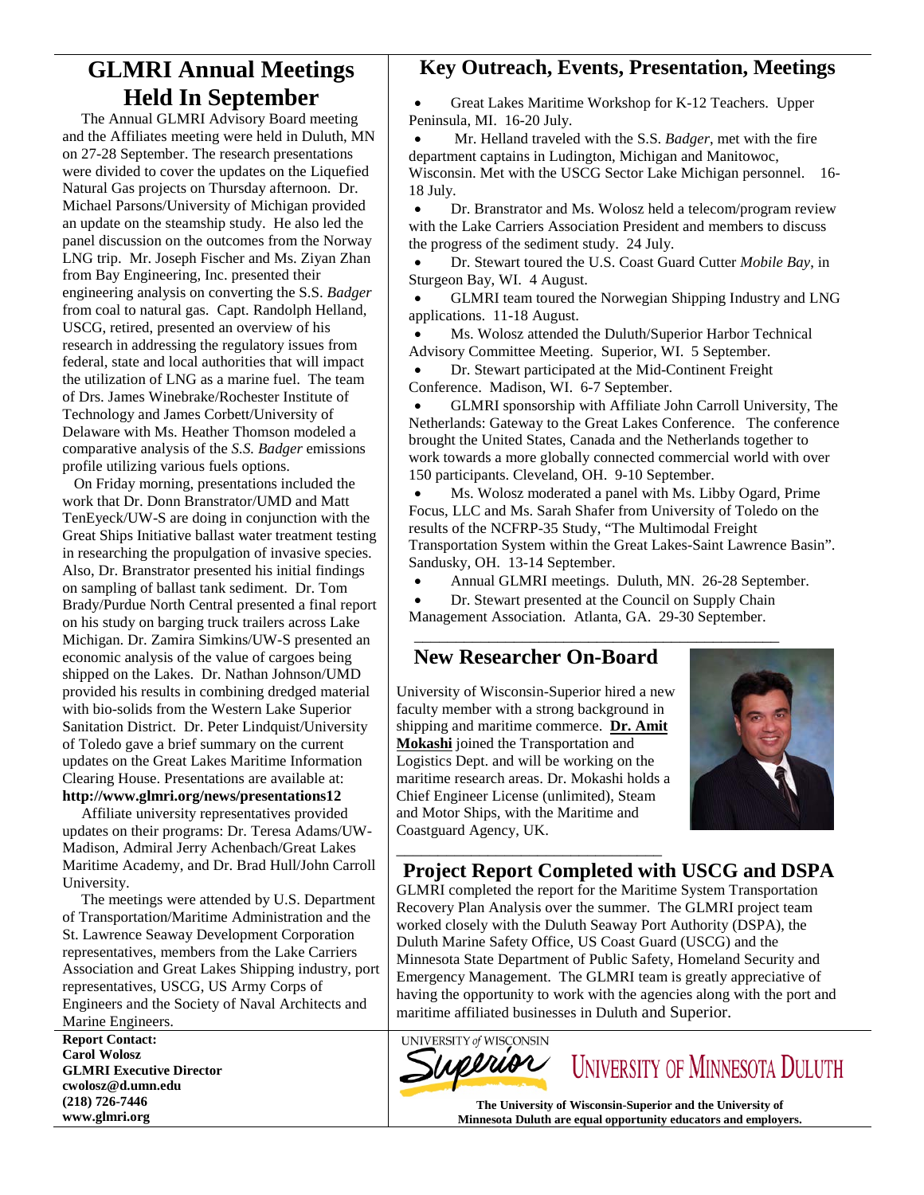## GLMRI Annual Meetings Held In September

The Annual GLMRI Advisory Board meeting and the Affiliates meeting were held in Duluth, MN on 27-28 September. The research presentations were divided to cover the updates on the Liquefied Natural Gas projects on Thursday afternoon. Dr. Michael Parsons/University of Michigan provided an update on the steamship study. He also led the panel discussion on the outcomes from the Norway LNG trip. Mr. Joseph Fischer and Ms. Ziyan Zhan from Bay Engineering, Inc. presented their engineering analysis on converting the S.S. *Badger* from coal to natural gas. Capt. Randolph Helland, USCG, retired, presented an overview of his research in addressing the regulatory issues from federal, state and local authorities that will impact the utilization of LNG as a marine fuel. The team of Drs. James Winebrake/Rochester Institute of Technology and James Corbett/University of Delaware with Ms. Heather Thomson modeled a comparative analysis of the *S.S. Badger* emissions profile utilizing various fuels options.

On Friday morning, presentations included the work that Dr. Donn Branstrator/UMD and Matt TenEyeck/UW-S are doing in conjunction with the Great Ships Initiative ballast water treatment testing in researching the propulgation of invasive species. Also, Dr. Branstrator presented his initial findings on sampling of ballast tank sediment. Dr. Tom Brady/Purdue North Central presented a final report on his study on barging truck trailers across Lake Michigan. Dr. Zamira Simkins/UW-S presented an economic analysis of the value of cargoes being shipped on the Lakes. Dr. Nathan Johnson/UMD provided his results in combining dredged material with bio-solids from the Western Lake Superior Sanitation District. Dr. Peter Lindquist/University of Toledo gave a brief summary on the current updates on the Great Lakes Maritime Information Clearing House. Presentations are available at: **http://www.glmri.org/news/presentations12**

Affiliate university representatives provided updates on their programs: Dr. Teresa Adams/UW-Madison, Admiral Jerry Achenbach/Great Lakes Maritime Academy, and Dr. Brad Hull/John Carroll University.

The meetings were attended by U.S. Department of Transportation/Maritime Administration and the St. Lawrence Seaway Development Corporation representatives, members from the Lake Carriers Association and Great Lakes Shipping industry, port representatives, USCG, US Army Corps of Engineers and the Society of Naval Architects and Marine Engineers.

**Report Contact:**
**Carol Wolosz**
**GLMRI Executive Director**
**cwolosz@d.umn.edu**
**(218) 726-7446**
**www.glmri.org**

## Key Outreach, Events, Presentation, Meetings

- Great Lakes Maritime Workshop for K-12 Teachers. Upper Peninsula, MI. 16-20 July.
- Mr. Helland traveled with the S.S. *Badger*, met with the fire department captains in Ludington, Michigan and Manitowoc, Wisconsin. Met with the USCG Sector Lake Michigan personnel. 16-18 July.
- Dr. Branstrator and Ms. Wolosz held a telecom/program review with the Lake Carriers Association President and members to discuss the progress of the sediment study. 24 July.
- Dr. Stewart toured the U.S. Coast Guard Cutter *Mobile Bay*, in Sturgeon Bay, WI. 4 August.
- GLMRI team toured the Norwegian Shipping Industry and LNG applications. 11-18 August.
- Ms. Wolosz attended the Duluth/Superior Harbor Technical Advisory Committee Meeting. Superior, WI. 5 September.
- Dr. Stewart participated at the Mid-Continent Freight Conference. Madison, WI. 6-7 September.
- GLMRI sponsorship with Affiliate John Carroll University, The Netherlands: Gateway to the Great Lakes Conference. The conference brought the United States, Canada and the Netherlands together to work towards a more globally connected commercial world with over 150 participants. Cleveland, OH. 9-10 September.
- Ms. Wolosz moderated a panel with Ms. Libby Ogard, Prime Focus, LLC and Ms. Sarah Shafer from University of Toledo on the results of the NCFRP-35 Study, "The Multimodal Freight Transportation System within the Great Lakes-Saint Lawrence Basin". Sandusky, OH. 13-14 September.
- Annual GLMRI meetings. Duluth, MN. 26-28 September.
- Dr. Stewart presented at the Council on Supply Chain Management Association. Atlanta, GA. 29-30 September.

## New Researcher On-Board

University of Wisconsin-Superior hired a new faculty member with a strong background in shipping and maritime commerce. **Dr. Amit Mokashi** joined the Transportation and Logistics Dept. and will be working on the maritime research areas. Dr. Mokashi holds a Chief Engineer License (unlimited), Steam and Motor Ships, with the Maritime and Coastguard Agency, UK.

## Project Report Completed with USCG and DSPA

GLMRI completed the report for the Maritime System Transportation Recovery Plan Analysis over the summer. The GLMRI project team worked closely with the Duluth Seaway Port Authority (DSPA), the Duluth Marine Safety Office, US Coast Guard (USCG) and the Minnesota State Department of Public Safety, Homeland Security and Emergency Management. The GLMRI team is greatly appreciative of having the opportunity to work with the agencies along with the port and maritime affiliated businesses in Duluth and Superior.

UNIVERSITY of WISCONSIN Superior — UNIVERSITY OF MINNESOTA DULUTH

**The University of Wisconsin-Superior and the University of Minnesota Duluth are equal opportunity educators and employers.**